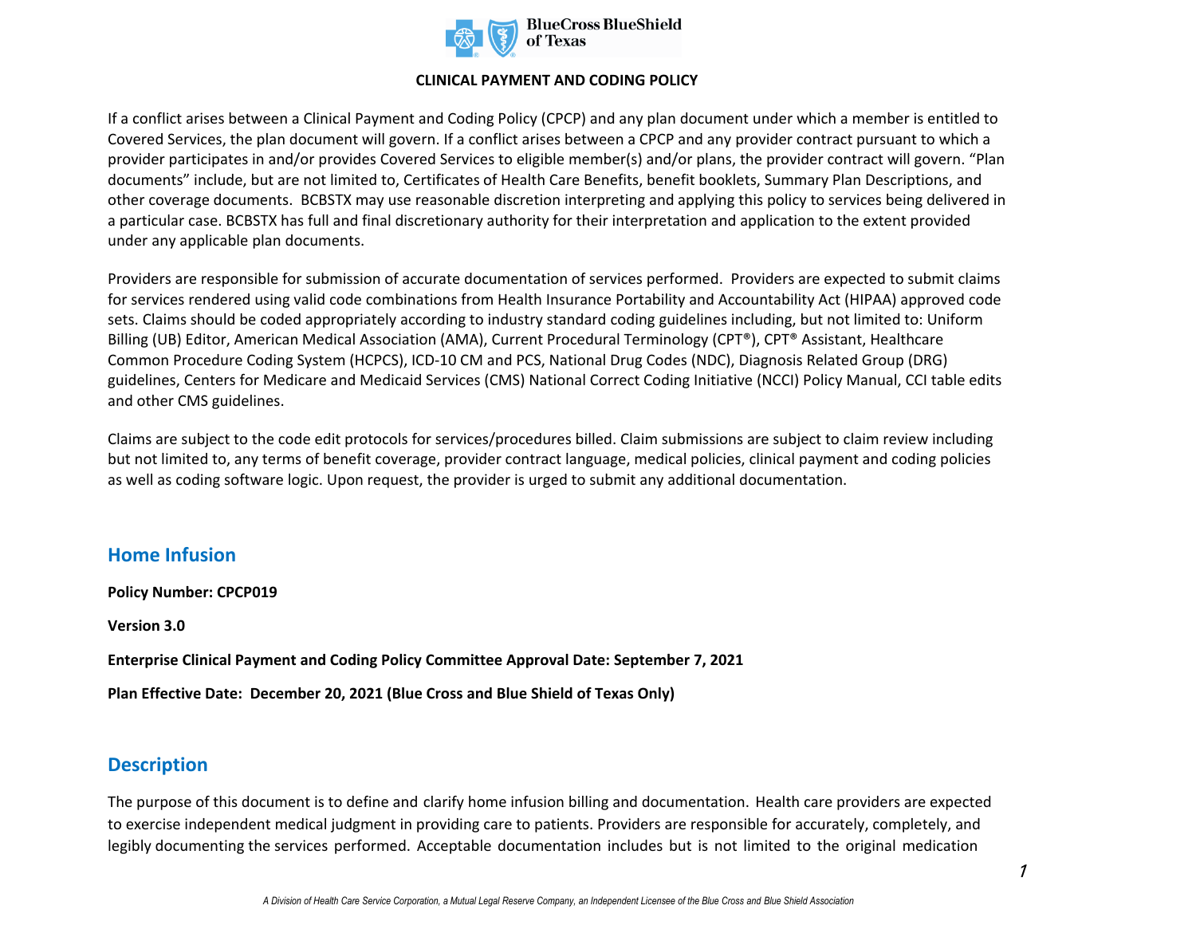**CLINICAL PAYMENT AND CODING POLICY**

If a conflict arises between a Clinical Payment and Coding Policy (CPCP) and any plan document under which a member is entitled to Covered Services, the plan document will govern. If a conflict arises between a CPCP and any provider contract pursuant to which a provider participates in and/or provides Covered Services to eligible member(s) and/or plans, the provider contract will govern. "Plan documents" include, but are not limited to, Certificates of Health Care Benefits, benefit booklets, Summary Plan Descriptions, and other coverage documents. BCBSTX may use reasonable discretion interpreting and applying this policy to services being delivered in a particular case. BCBSTX has full and final discretionary authority for their interpretation and application to the extent provided under any applicable plan documents.

Providers are responsible for submission of accurate documentation of services performed. Providers are expected to submit claims for services rendered using valid code combinations from Health Insurance Portability and Accountability Act (HIPAA) approved code sets. Claims should be coded appropriately according to industry standard coding guidelines including, but not limited to: Uniform Billing (UB) Editor, American Medical Association (AMA), Current Procedural Terminology (CPT®), CPT® Assistant, Healthcare Common Procedure Coding System (HCPCS), ICD-10 CM and PCS, National Drug Codes (NDC), Diagnosis Related Group (DRG) guidelines, Centers for Medicare and Medicaid Services (CMS) National Correct Coding Initiative (NCCI) Policy Manual, CCI table edits and other CMS guidelines.

Claims are subject to the code edit protocols for services/procedures billed. Claim submissions are subject to claim review including but not limited to, any terms of benefit coverage, provider contract language, medical policies, clinical payment and coding policies as well as coding software logic. Upon request, the provider is urged to submit any additional documentation.

## Home Infusion

**Policy Number: CPCP019**

**Version 3.0**

**Enterprise Clinical Payment and Coding Policy Committee Approval Date: September 7, 2021**

**Plan Effective Date: December 20, 2021 (Blue Cross and Blue Shield of Texas Only)**

## Description

The purpose of this document is to define and clarify home infusion billing and documentation. Health care providers are expected to exercise independent medical judgment in providing care to patients. Providers are responsible for accurately, completely, and legibly documenting the services performed. Acceptable documentation includes but is not limited to the original medication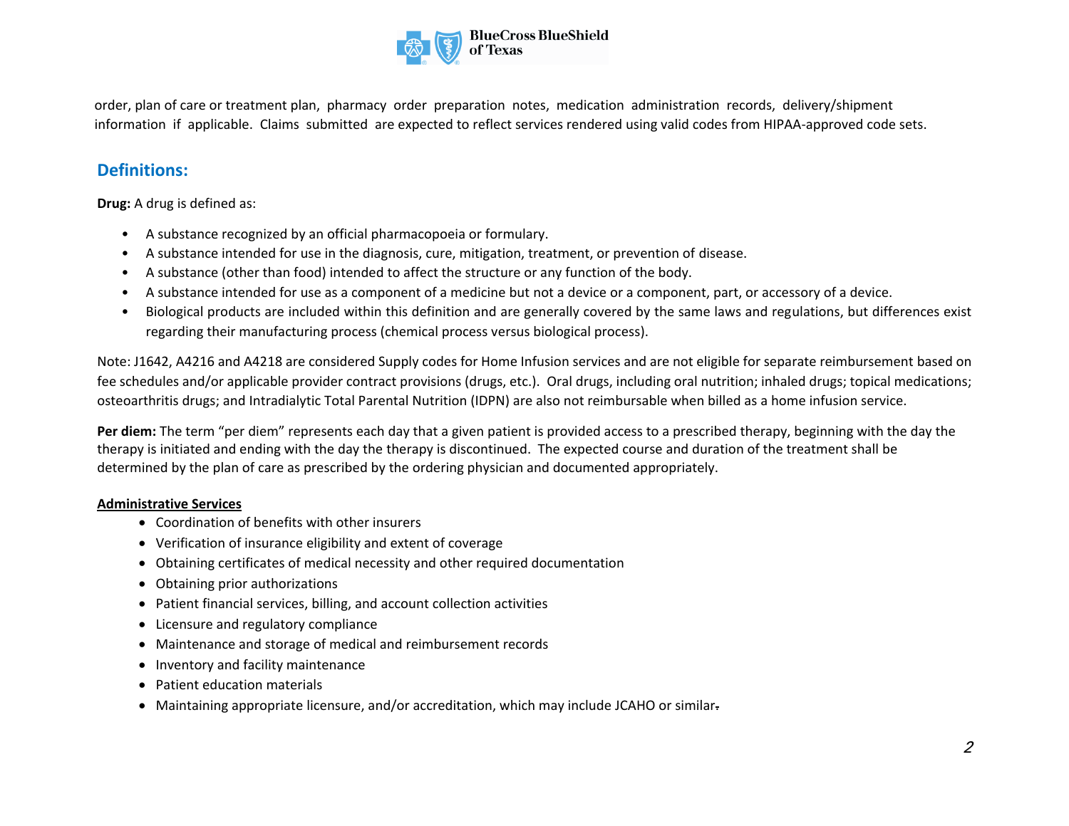order, plan of care or treatment plan, pharmacy order preparation notes, medication administration records, delivery/shipment information if applicable. Claims submitted are expected to reflect services rendered using valid codes from HIPAA-approved code sets.

## Definitions:

**Drug:** A drug is defined as:

- A substance recognized by an official pharmacopoeia or formulary.
- A substance intended for use in the diagnosis, cure, mitigation, treatment, or prevention of disease.
- A substance (other than food) intended to affect the structure or any function of the body.
- A substance intended for use as a component of a medicine but not a device or a component, part, or accessory of a device.
- Biological products are included within this definition and are generally covered by the same laws and regulations, but differences exist regarding their manufacturing process (chemical process versus biological process).

Note: J1642, A4216 and A4218 are considered Supply codes for Home Infusion services and are not eligible for separate reimbursement based on fee schedules and/or applicable provider contract provisions (drugs, etc.). Oral drugs, including oral nutrition; inhaled drugs; topical medications; osteoarthritis drugs; and Intradialytic Total Parental Nutrition (IDPN) are also not reimbursable when billed as a home infusion service.

**Per diem:** The term "per diem" represents each day that a given patient is provided access to a prescribed therapy, beginning with the day the therapy is initiated and ending with the day the therapy is discontinued. The expected course and duration of the treatment shall be determined by the plan of care as prescribed by the ordering physician and documented appropriately.

**<u>Administrative Services</u>**

- Coordination of benefits with other insurers
- Verification of insurance eligibility and extent of coverage
- Obtaining certificates of medical necessity and other required documentation
- Obtaining prior authorizations
- Patient financial services, billing, and account collection activities
- Licensure and regulatory compliance
- Maintenance and storage of medical and reimbursement records
- Inventory and facility maintenance
- Patient education materials
- Maintaining appropriate licensure, and/or accreditation, which may include JCAHO or similar.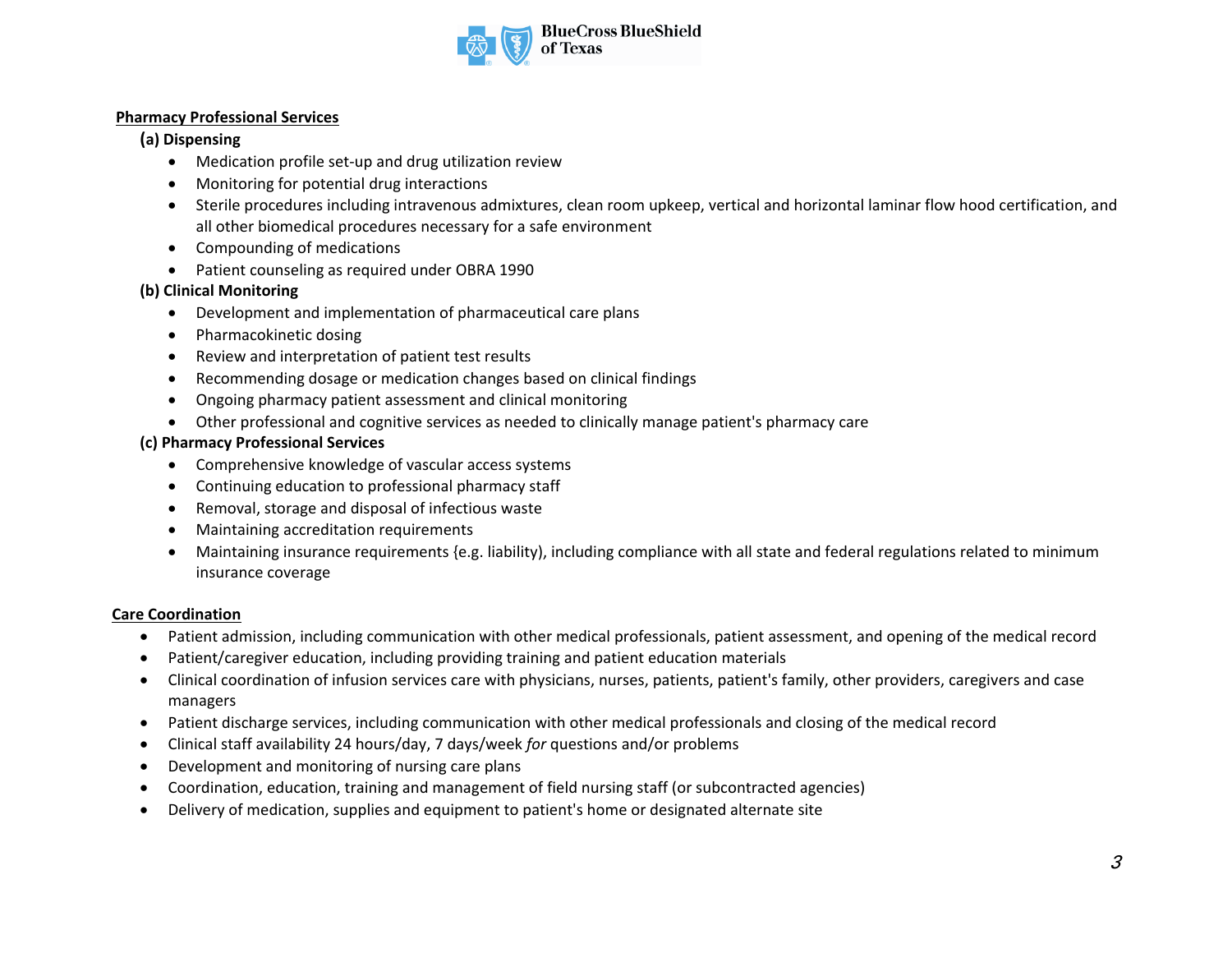## Pharmacy Professional Services

### (a) Dispensing

- Medication profile set-up and drug utilization review
- Monitoring for potential drug interactions
- Sterile procedures including intravenous admixtures, clean room upkeep, vertical and horizontal laminar flow hood certification, and all other biomedical procedures necessary for a safe environment
- Compounding of medications
- Patient counseling as required under OBRA 1990

### (b) Clinical Monitoring

- Development and implementation of pharmaceutical care plans
- Pharmacokinetic dosing
- Review and interpretation of patient test results
- Recommending dosage or medication changes based on clinical findings
- Ongoing pharmacy patient assessment and clinical monitoring
- Other professional and cognitive services as needed to clinically manage patient's pharmacy care

### (c) Pharmacy Professional Services

- Comprehensive knowledge of vascular access systems
- Continuing education to professional pharmacy staff
- Removal, storage and disposal of infectious waste
- Maintaining accreditation requirements
- Maintaining insurance requirements {e.g. liability), including compliance with all state and federal regulations related to minimum insurance coverage

## Care Coordination

- Patient admission, including communication with other medical professionals, patient assessment, and opening of the medical record
- Patient/caregiver education, including providing training and patient education materials
- Clinical coordination of infusion services care with physicians, nurses, patients, patient's family, other providers, caregivers and case managers
- Patient discharge services, including communication with other medical professionals and closing of the medical record
- Clinical staff availability 24 hours/day, 7 days/week *for* questions and/or problems
- Development and monitoring of nursing care plans
- Coordination, education, training and management of field nursing staff (or subcontracted agencies)
- Delivery of medication, supplies and equipment to patient's home or designated alternate site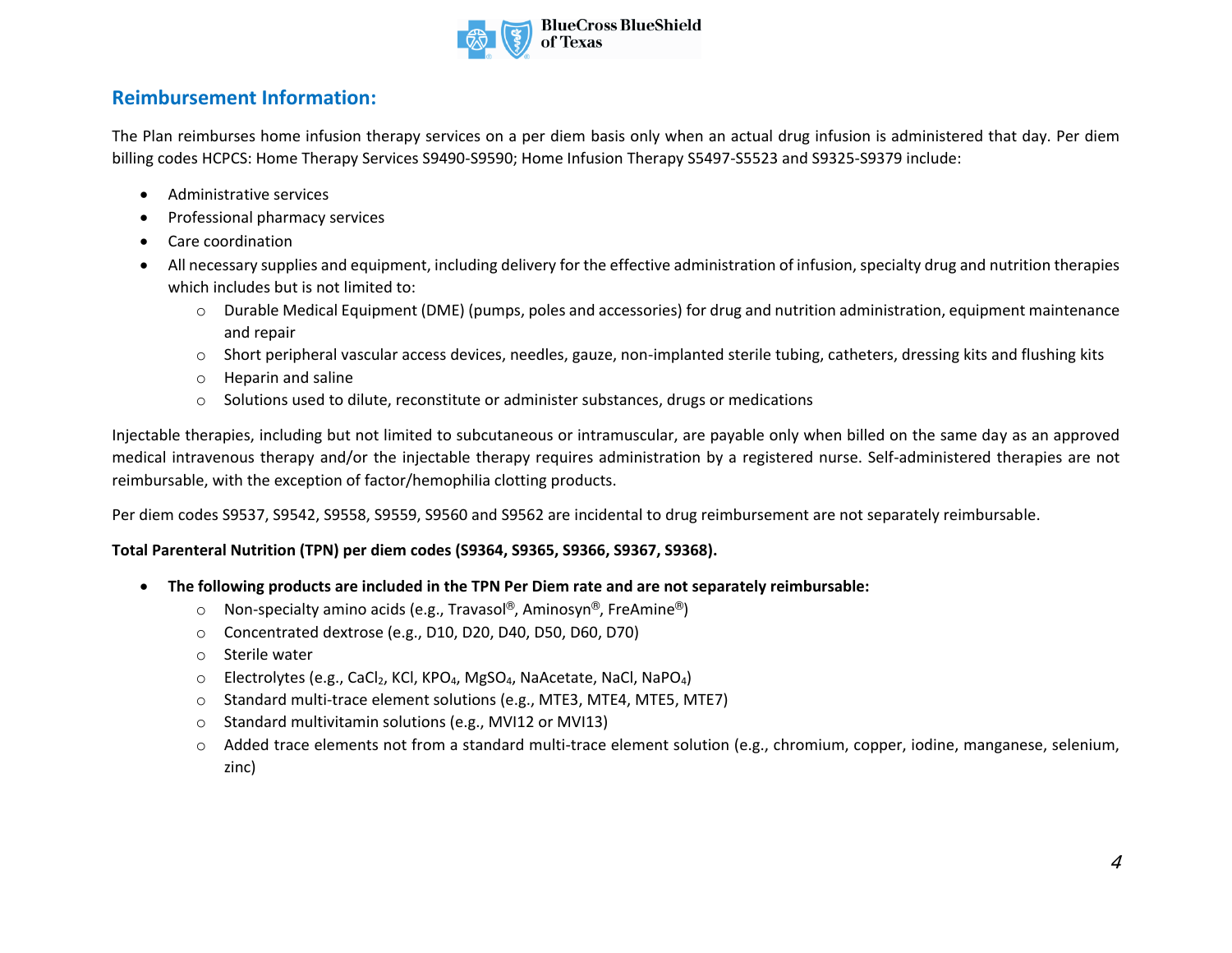## Reimbursement Information:

The Plan reimburses home infusion therapy services on a per diem basis only when an actual drug infusion is administered that day. Per diem billing codes HCPCS: Home Therapy Services S9490-S9590; Home Infusion Therapy S5497-S5523 and S9325-S9379 include:

- Administrative services
- Professional pharmacy services
- Care coordination
- All necessary supplies and equipment, including delivery for the effective administration of infusion, specialty drug and nutrition therapies which includes but is not limited to:
  - Durable Medical Equipment (DME) (pumps, poles and accessories) for drug and nutrition administration, equipment maintenance and repair
  - Short peripheral vascular access devices, needles, gauze, non-implanted sterile tubing, catheters, dressing kits and flushing kits
  - Heparin and saline
  - Solutions used to dilute, reconstitute or administer substances, drugs or medications

Injectable therapies, including but not limited to subcutaneous or intramuscular, are payable only when billed on the same day as an approved medical intravenous therapy and/or the injectable therapy requires administration by a registered nurse. Self-administered therapies are not reimbursable, with the exception of factor/hemophilia clotting products.

Per diem codes S9537, S9542, S9558, S9559, S9560 and S9562 are incidental to drug reimbursement are not separately reimbursable.

**Total Parenteral Nutrition (TPN) per diem codes (S9364, S9365, S9366, S9367, S9368).**

- **The following products are included in the TPN Per Diem rate and are not separately reimbursable:**
  - Non-specialty amino acids (e.g., Travasol®, Aminosyn®, FreAmine®)
  - Concentrated dextrose (e.g., D10, D20, D40, D50, D60, D70)
  - Sterile water
  - Electrolytes (e.g., $CaCl_2$, KCl, $KPO_4$, $MgSO_4$, NaAcetate, NaCl, $NaPO_4$)
  - Standard multi-trace element solutions (e.g., MTE3, MTE4, MTE5, MTE7)
  - Standard multivitamin solutions (e.g., MVI12 or MVI13)
  - Added trace elements not from a standard multi-trace element solution (e.g., chromium, copper, iodine, manganese, selenium, zinc)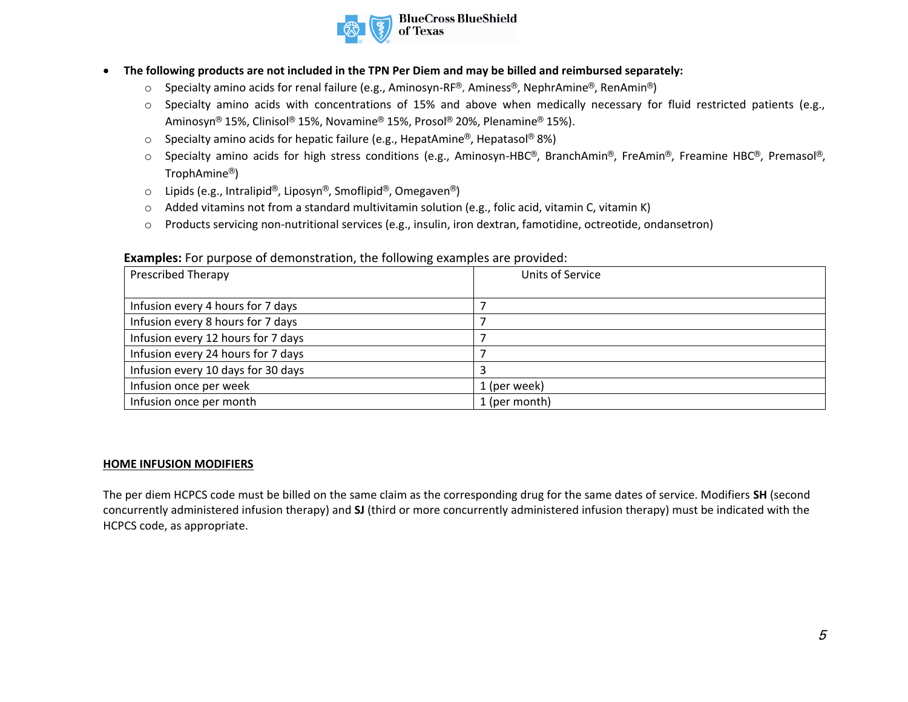- **The following products are not included in the TPN Per Diem and may be billed and reimbursed separately:**
  - Specialty amino acids for renal failure (e.g., Aminosyn-RF®, Aminess®, NephrAmine®, RenAmin®)
  - Specialty amino acids with concentrations of 15% and above when medically necessary for fluid restricted patients (e.g., Aminosyn® 15%, Clinisol® 15%, Novamine® 15%, Prosol® 20%, Plenamine® 15%).
  - Specialty amino acids for hepatic failure (e.g., HepatAmine®, Hepatasol® 8%)
  - Specialty amino acids for high stress conditions (e.g., Aminosyn-HBC®, BranchAmin®, FreAmin®, Freamine HBC®, Premasol®, TrophAmine®)
  - Lipids (e.g., Intralipid®, Liposyn®, Smoflipid®, Omegaven®)
  - Added vitamins not from a standard multivitamin solution (e.g., folic acid, vitamin C, vitamin K)
  - Products servicing non-nutritional services (e.g., insulin, iron dextran, famotidine, octreotide, ondansetron)

**Examples:** For purpose of demonstration, the following examples are provided:

| Prescribed Therapy | Units of Service |
|---|---|
| Infusion every 4 hours for 7 days | 7 |
| Infusion every 8 hours for 7 days | 7 |
| Infusion every 12 hours for 7 days | 7 |
| Infusion every 24 hours for 7 days | 7 |
| Infusion every 10 days for 30 days | 3 |
| Infusion once per week | 1 (per week) |
| Infusion once per month | 1 (per month) |

## HOME INFUSION MODIFIERS

The per diem HCPCS code must be billed on the same claim as the corresponding drug for the same dates of service. Modifiers **SH** (second concurrently administered infusion therapy) and **SJ** (third or more concurrently administered infusion therapy) must be indicated with the HCPCS code, as appropriate.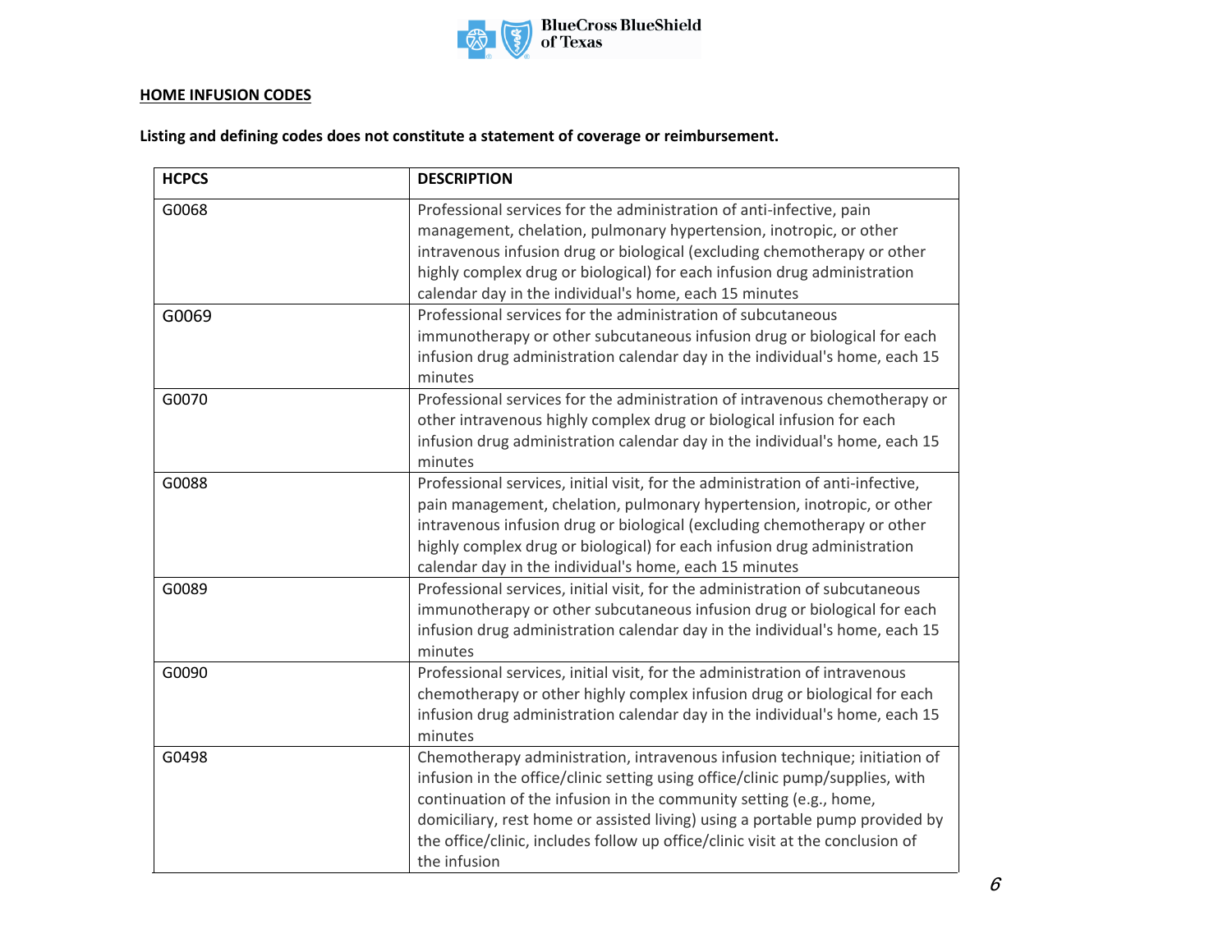## HOME INFUSION CODES

**Listing and defining codes does not constitute a statement of coverage or reimbursement.**

| HCPCS | DESCRIPTION |
| --- | --- |
| G0068 | Professional services for the administration of anti-infective, pain management, chelation, pulmonary hypertension, inotropic, or other intravenous infusion drug or biological (excluding chemotherapy or other highly complex drug or biological) for each infusion drug administration calendar day in the individual's home, each 15 minutes |
| G0069 | Professional services for the administration of subcutaneous immunotherapy or other subcutaneous infusion drug or biological for each infusion drug administration calendar day in the individual's home, each 15 minutes |
| G0070 | Professional services for the administration of intravenous chemotherapy or other intravenous highly complex drug or biological infusion for each infusion drug administration calendar day in the individual's home, each 15 minutes |
| G0088 | Professional services, initial visit, for the administration of anti-infective, pain management, chelation, pulmonary hypertension, inotropic, or other intravenous infusion drug or biological (excluding chemotherapy or other highly complex drug or biological) for each infusion drug administration calendar day in the individual's home, each 15 minutes |
| G0089 | Professional services, initial visit, for the administration of subcutaneous immunotherapy or other subcutaneous infusion drug or biological for each infusion drug administration calendar day in the individual's home, each 15 minutes |
| G0090 | Professional services, initial visit, for the administration of intravenous chemotherapy or other highly complex infusion drug or biological for each infusion drug administration calendar day in the individual's home, each 15 minutes |
| G0498 | Chemotherapy administration, intravenous infusion technique; initiation of infusion in the office/clinic setting using office/clinic pump/supplies, with continuation of the infusion in the community setting (e.g., home, domiciliary, rest home or assisted living) using a portable pump provided by the office/clinic, includes follow up office/clinic visit at the conclusion of the infusion |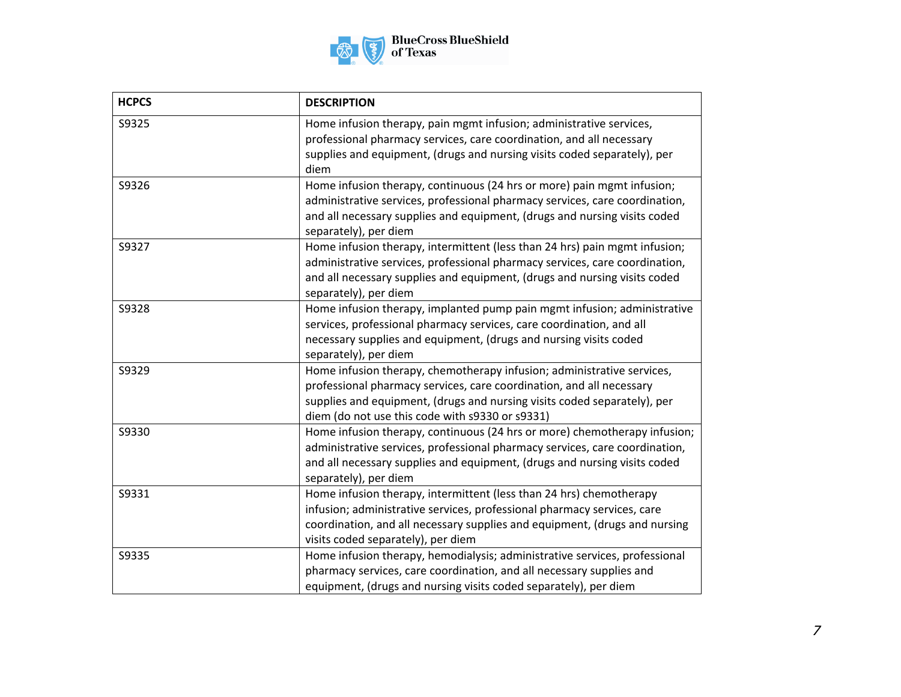| HCPCS | DESCRIPTION |
|---|---|
| S9325 | Home infusion therapy, pain mgmt infusion; administrative services, professional pharmacy services, care coordination, and all necessary supplies and equipment, (drugs and nursing visits coded separately), per diem |
| S9326 | Home infusion therapy, continuous (24 hrs or more) pain mgmt infusion; administrative services, professional pharmacy services, care coordination, and all necessary supplies and equipment, (drugs and nursing visits coded separately), per diem |
| S9327 | Home infusion therapy, intermittent (less than 24 hrs) pain mgmt infusion; administrative services, professional pharmacy services, care coordination, and all necessary supplies and equipment, (drugs and nursing visits coded separately), per diem |
| S9328 | Home infusion therapy, implanted pump pain mgmt infusion; administrative services, professional pharmacy services, care coordination, and all necessary supplies and equipment, (drugs and nursing visits coded separately), per diem |
| S9329 | Home infusion therapy, chemotherapy infusion; administrative services, professional pharmacy services, care coordination, and all necessary supplies and equipment, (drugs and nursing visits coded separately), per diem (do not use this code with s9330 or s9331) |
| S9330 | Home infusion therapy, continuous (24 hrs or more) chemotherapy infusion; administrative services, professional pharmacy services, care coordination, and all necessary supplies and equipment, (drugs and nursing visits coded separately), per diem |
| S9331 | Home infusion therapy, intermittent (less than 24 hrs) chemotherapy infusion; administrative services, professional pharmacy services, care coordination, and all necessary supplies and equipment, (drugs and nursing visits coded separately), per diem |
| S9335 | Home infusion therapy, hemodialysis; administrative services, professional pharmacy services, care coordination, and all necessary supplies and equipment, (drugs and nursing visits coded separately), per diem |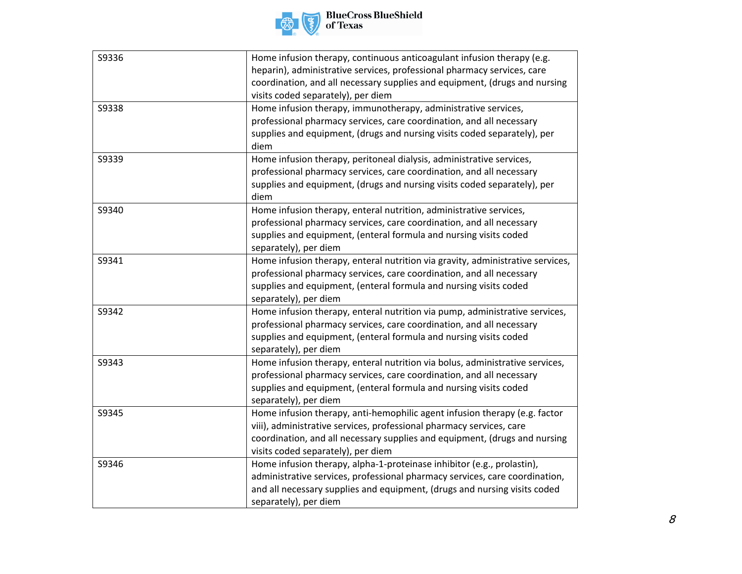| S9336 | Home infusion therapy, continuous anticoagulant infusion therapy (e.g. heparin), administrative services, professional pharmacy services, care coordination, and all necessary supplies and equipment, (drugs and nursing visits coded separately), per diem |
|---|---|
| S9338 | Home infusion therapy, immunotherapy, administrative services, professional pharmacy services, care coordination, and all necessary supplies and equipment, (drugs and nursing visits coded separately), per diem |
| S9339 | Home infusion therapy, peritoneal dialysis, administrative services, professional pharmacy services, care coordination, and all necessary supplies and equipment, (drugs and nursing visits coded separately), per diem |
| S9340 | Home infusion therapy, enteral nutrition, administrative services, professional pharmacy services, care coordination, and all necessary supplies and equipment, (enteral formula and nursing visits coded separately), per diem |
| S9341 | Home infusion therapy, enteral nutrition via gravity, administrative services, professional pharmacy services, care coordination, and all necessary supplies and equipment, (enteral formula and nursing visits coded separately), per diem |
| S9342 | Home infusion therapy, enteral nutrition via pump, administrative services, professional pharmacy services, care coordination, and all necessary supplies and equipment, (enteral formula and nursing visits coded separately), per diem |
| S9343 | Home infusion therapy, enteral nutrition via bolus, administrative services, professional pharmacy services, care coordination, and all necessary supplies and equipment, (enteral formula and nursing visits coded separately), per diem |
| S9345 | Home infusion therapy, anti-hemophilic agent infusion therapy (e.g. factor viii), administrative services, professional pharmacy services, care coordination, and all necessary supplies and equipment, (drugs and nursing visits coded separately), per diem |
| S9346 | Home infusion therapy, alpha-1-proteinase inhibitor (e.g., prolastin), administrative services, professional pharmacy services, care coordination, and all necessary supplies and equipment, (drugs and nursing visits coded separately), per diem |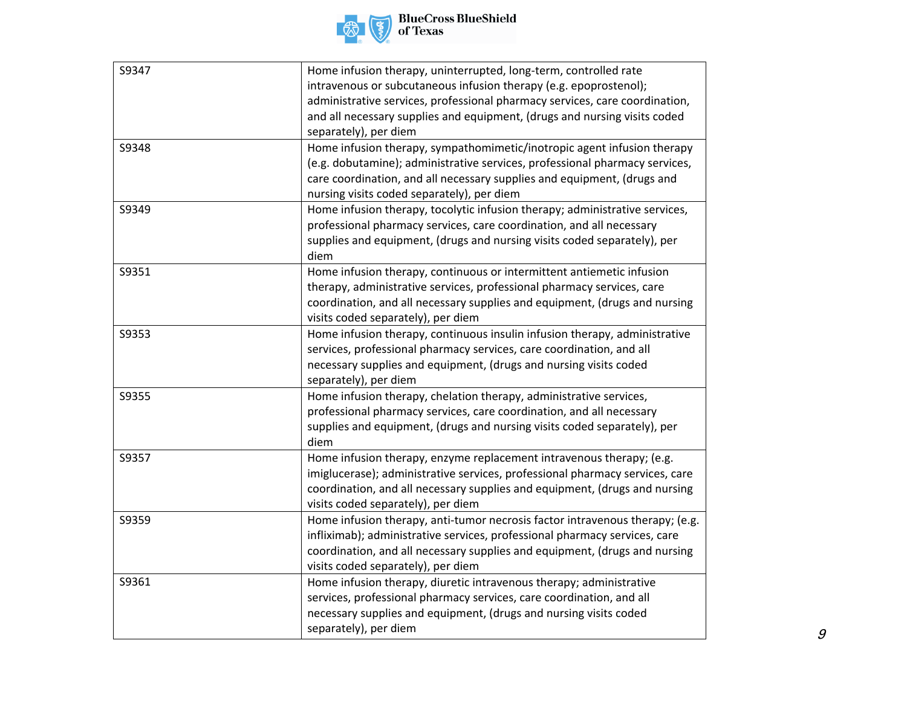| | |
|---|---|
| S9347 | Home infusion therapy, uninterrupted, long-term, controlled rate intravenous or subcutaneous infusion therapy (e.g. epoprostenol); administrative services, professional pharmacy services, care coordination, and all necessary supplies and equipment, (drugs and nursing visits coded separately), per diem |
| S9348 | Home infusion therapy, sympathomimetic/inotropic agent infusion therapy (e.g. dobutamine); administrative services, professional pharmacy services, care coordination, and all necessary supplies and equipment, (drugs and nursing visits coded separately), per diem |
| S9349 | Home infusion therapy, tocolytic infusion therapy; administrative services, professional pharmacy services, care coordination, and all necessary supplies and equipment, (drugs and nursing visits coded separately), per diem |
| S9351 | Home infusion therapy, continuous or intermittent antiemetic infusion therapy, administrative services, professional pharmacy services, care coordination, and all necessary supplies and equipment, (drugs and nursing visits coded separately), per diem |
| S9353 | Home infusion therapy, continuous insulin infusion therapy, administrative services, professional pharmacy services, care coordination, and all necessary supplies and equipment, (drugs and nursing visits coded separately), per diem |
| S9355 | Home infusion therapy, chelation therapy, administrative services, professional pharmacy services, care coordination, and all necessary supplies and equipment, (drugs and nursing visits coded separately), per diem |
| S9357 | Home infusion therapy, enzyme replacement intravenous therapy; (e.g. imiglucerase); administrative services, professional pharmacy services, care coordination, and all necessary supplies and equipment, (drugs and nursing visits coded separately), per diem |
| S9359 | Home infusion therapy, anti-tumor necrosis factor intravenous therapy; (e.g. infliximab); administrative services, professional pharmacy services, care coordination, and all necessary supplies and equipment, (drugs and nursing visits coded separately), per diem |
| S9361 | Home infusion therapy, diuretic intravenous therapy; administrative services, professional pharmacy services, care coordination, and all necessary supplies and equipment, (drugs and nursing visits coded separately), per diem |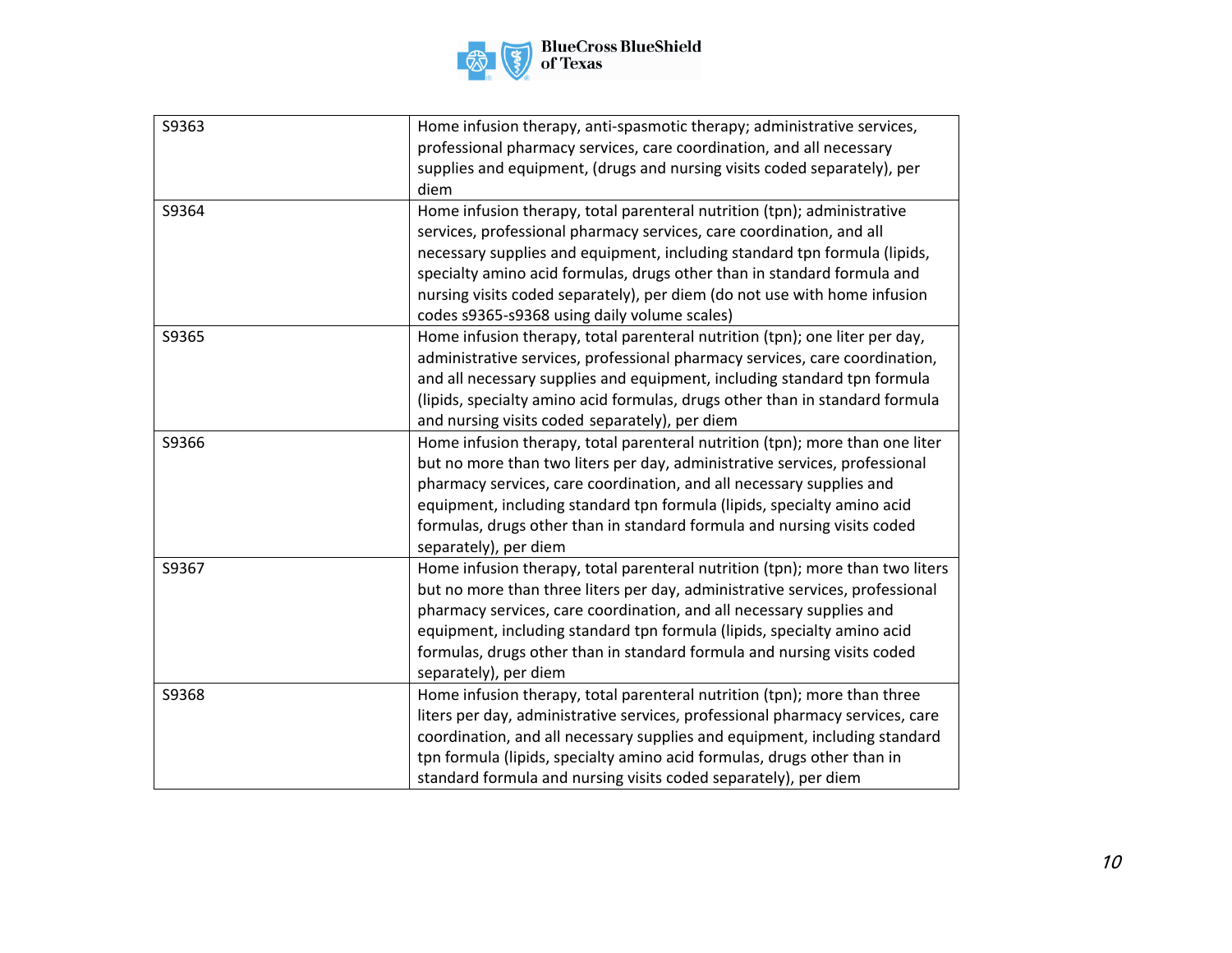| | |
|---|---|
| S9363 | Home infusion therapy, anti-spasmotic therapy; administrative services, professional pharmacy services, care coordination, and all necessary supplies and equipment, (drugs and nursing visits coded separately), per diem |
| S9364 | Home infusion therapy, total parenteral nutrition (tpn); administrative services, professional pharmacy services, care coordination, and all necessary supplies and equipment, including standard tpn formula (lipids, specialty amino acid formulas, drugs other than in standard formula and nursing visits coded separately), per diem (do not use with home infusion codes s9365-s9368 using daily volume scales) |
| S9365 | Home infusion therapy, total parenteral nutrition (tpn); one liter per day, administrative services, professional pharmacy services, care coordination, and all necessary supplies and equipment, including standard tpn formula (lipids, specialty amino acid formulas, drugs other than in standard formula and nursing visits coded separately), per diem |
| S9366 | Home infusion therapy, total parenteral nutrition (tpn); more than one liter but no more than two liters per day, administrative services, professional pharmacy services, care coordination, and all necessary supplies and equipment, including standard tpn formula (lipids, specialty amino acid formulas, drugs other than in standard formula and nursing visits coded separately), per diem |
| S9367 | Home infusion therapy, total parenteral nutrition (tpn); more than two liters but no more than three liters per day, administrative services, professional pharmacy services, care coordination, and all necessary supplies and equipment, including standard tpn formula (lipids, specialty amino acid formulas, drugs other than in standard formula and nursing visits coded separately), per diem |
| S9368 | Home infusion therapy, total parenteral nutrition (tpn); more than three liters per day, administrative services, professional pharmacy services, care coordination, and all necessary supplies and equipment, including standard tpn formula (lipids, specialty amino acid formulas, drugs other than in standard formula and nursing visits coded separately), per diem |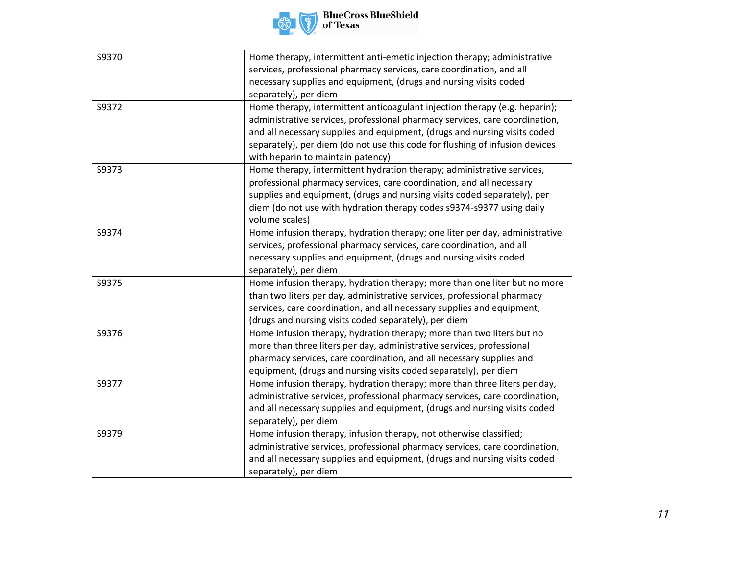| S9370 | Home therapy, intermittent anti-emetic injection therapy; administrative services, professional pharmacy services, care coordination, and all necessary supplies and equipment, (drugs and nursing visits coded separately), per diem |
|---|---|
| S9372 | Home therapy, intermittent anticoagulant injection therapy (e.g. heparin); administrative services, professional pharmacy services, care coordination, and all necessary supplies and equipment, (drugs and nursing visits coded separately), per diem (do not use this code for flushing of infusion devices with heparin to maintain patency) |
| S9373 | Home therapy, intermittent hydration therapy; administrative services, professional pharmacy services, care coordination, and all necessary supplies and equipment, (drugs and nursing visits coded separately), per diem (do not use with hydration therapy codes s9374-s9377 using daily volume scales) |
| S9374 | Home infusion therapy, hydration therapy; one liter per day, administrative services, professional pharmacy services, care coordination, and all necessary supplies and equipment, (drugs and nursing visits coded separately), per diem |
| S9375 | Home infusion therapy, hydration therapy; more than one liter but no more than two liters per day, administrative services, professional pharmacy services, care coordination, and all necessary supplies and equipment, (drugs and nursing visits coded separately), per diem |
| S9376 | Home infusion therapy, hydration therapy; more than two liters but no more than three liters per day, administrative services, professional pharmacy services, care coordination, and all necessary supplies and equipment, (drugs and nursing visits coded separately), per diem |
| S9377 | Home infusion therapy, hydration therapy; more than three liters per day, administrative services, professional pharmacy services, care coordination, and all necessary supplies and equipment, (drugs and nursing visits coded separately), per diem |
| S9379 | Home infusion therapy, infusion therapy, not otherwise classified; administrative services, professional pharmacy services, care coordination, and all necessary supplies and equipment, (drugs and nursing visits coded separately), per diem |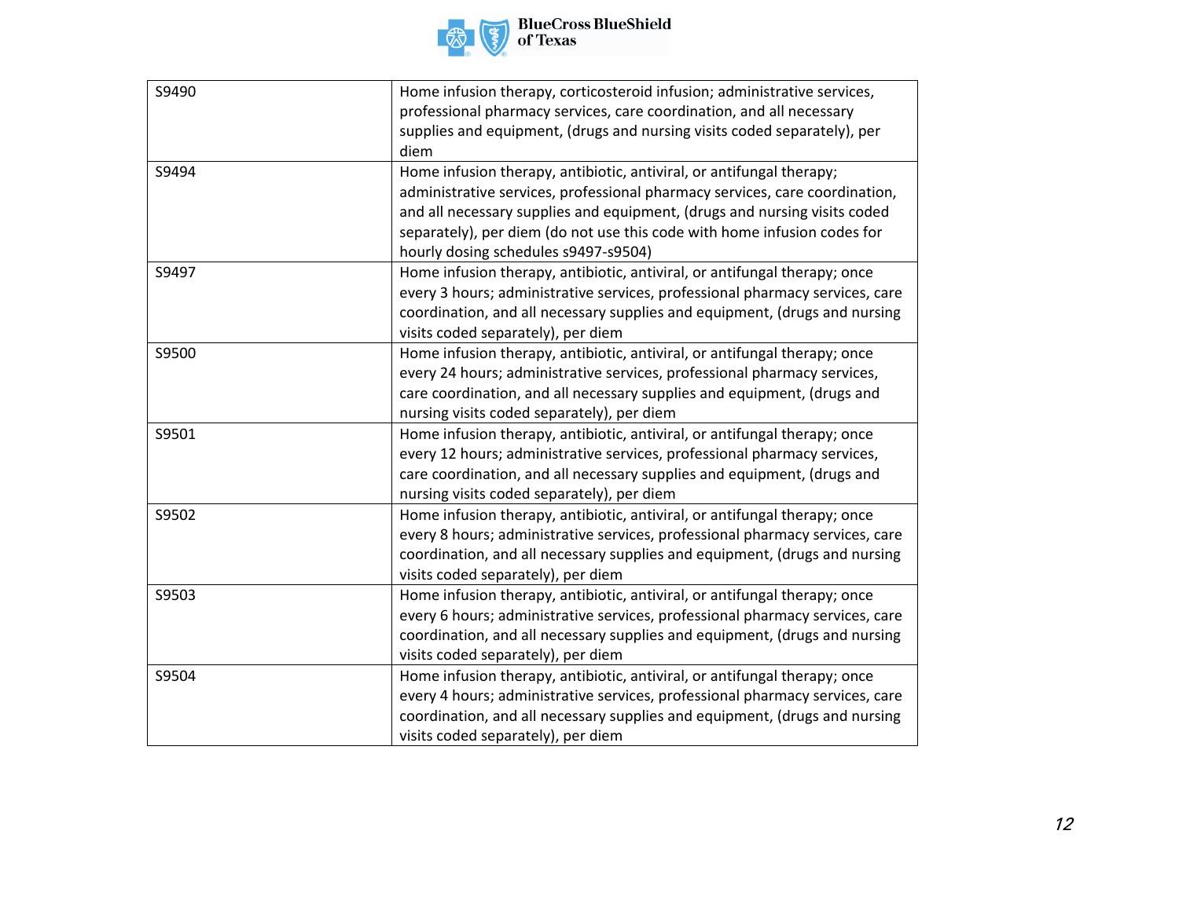| S9490 | Home infusion therapy, corticosteroid infusion; administrative services, professional pharmacy services, care coordination, and all necessary supplies and equipment, (drugs and nursing visits coded separately), per diem |
|---|---|
| S9494 | Home infusion therapy, antibiotic, antiviral, or antifungal therapy; administrative services, professional pharmacy services, care coordination, and all necessary supplies and equipment, (drugs and nursing visits coded separately), per diem (do not use this code with home infusion codes for hourly dosing schedules s9497-s9504) |
| S9497 | Home infusion therapy, antibiotic, antiviral, or antifungal therapy; once every 3 hours; administrative services, professional pharmacy services, care coordination, and all necessary supplies and equipment, (drugs and nursing visits coded separately), per diem |
| S9500 | Home infusion therapy, antibiotic, antiviral, or antifungal therapy; once every 24 hours; administrative services, professional pharmacy services, care coordination, and all necessary supplies and equipment, (drugs and nursing visits coded separately), per diem |
| S9501 | Home infusion therapy, antibiotic, antiviral, or antifungal therapy; once every 12 hours; administrative services, professional pharmacy services, care coordination, and all necessary supplies and equipment, (drugs and nursing visits coded separately), per diem |
| S9502 | Home infusion therapy, antibiotic, antiviral, or antifungal therapy; once every 8 hours; administrative services, professional pharmacy services, care coordination, and all necessary supplies and equipment, (drugs and nursing visits coded separately), per diem |
| S9503 | Home infusion therapy, antibiotic, antiviral, or antifungal therapy; once every 6 hours; administrative services, professional pharmacy services, care coordination, and all necessary supplies and equipment, (drugs and nursing visits coded separately), per diem |
| S9504 | Home infusion therapy, antibiotic, antiviral, or antifungal therapy; once every 4 hours; administrative services, professional pharmacy services, care coordination, and all necessary supplies and equipment, (drugs and nursing visits coded separately), per diem |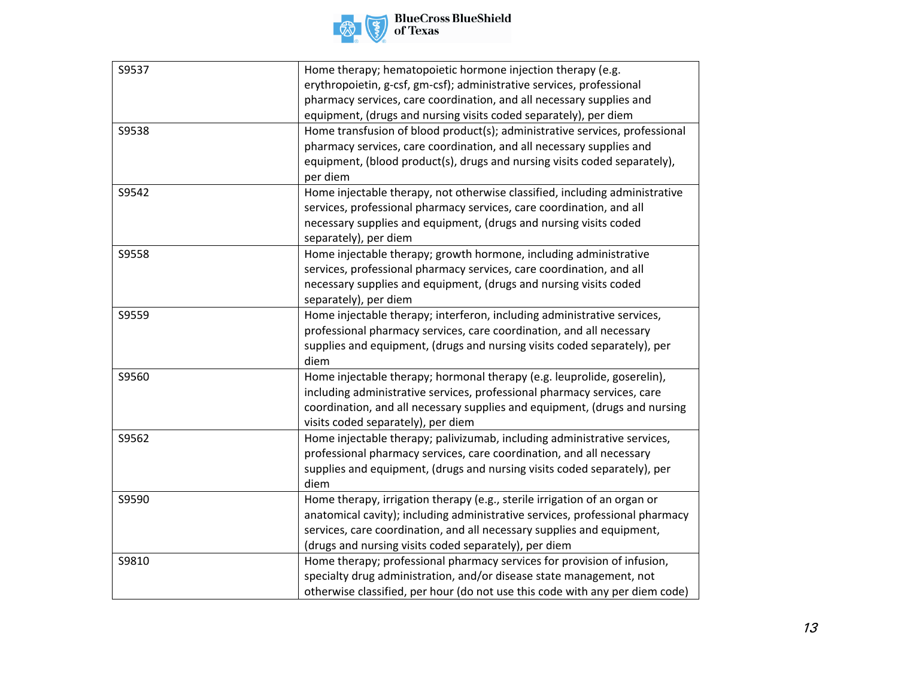| | |
|---|---|
| S9537 | Home therapy; hematopoietic hormone injection therapy (e.g. erythropoietin, g-csf, gm-csf); administrative services, professional pharmacy services, care coordination, and all necessary supplies and equipment, (drugs and nursing visits coded separately), per diem |
| S9538 | Home transfusion of blood product(s); administrative services, professional pharmacy services, care coordination, and all necessary supplies and equipment, (blood product(s), drugs and nursing visits coded separately), per diem |
| S9542 | Home injectable therapy, not otherwise classified, including administrative services, professional pharmacy services, care coordination, and all necessary supplies and equipment, (drugs and nursing visits coded separately), per diem |
| S9558 | Home injectable therapy; growth hormone, including administrative services, professional pharmacy services, care coordination, and all necessary supplies and equipment, (drugs and nursing visits coded separately), per diem |
| S9559 | Home injectable therapy; interferon, including administrative services, professional pharmacy services, care coordination, and all necessary supplies and equipment, (drugs and nursing visits coded separately), per diem |
| S9560 | Home injectable therapy; hormonal therapy (e.g. leuprolide, goserelin), including administrative services, professional pharmacy services, care coordination, and all necessary supplies and equipment, (drugs and nursing visits coded separately), per diem |
| S9562 | Home injectable therapy; palivizumab, including administrative services, professional pharmacy services, care coordination, and all necessary supplies and equipment, (drugs and nursing visits coded separately), per diem |
| S9590 | Home therapy, irrigation therapy (e.g., sterile irrigation of an organ or anatomical cavity); including administrative services, professional pharmacy services, care coordination, and all necessary supplies and equipment, (drugs and nursing visits coded separately), per diem |
| S9810 | Home therapy; professional pharmacy services for provision of infusion, specialty drug administration, and/or disease state management, not otherwise classified, per hour (do not use this code with any per diem code) |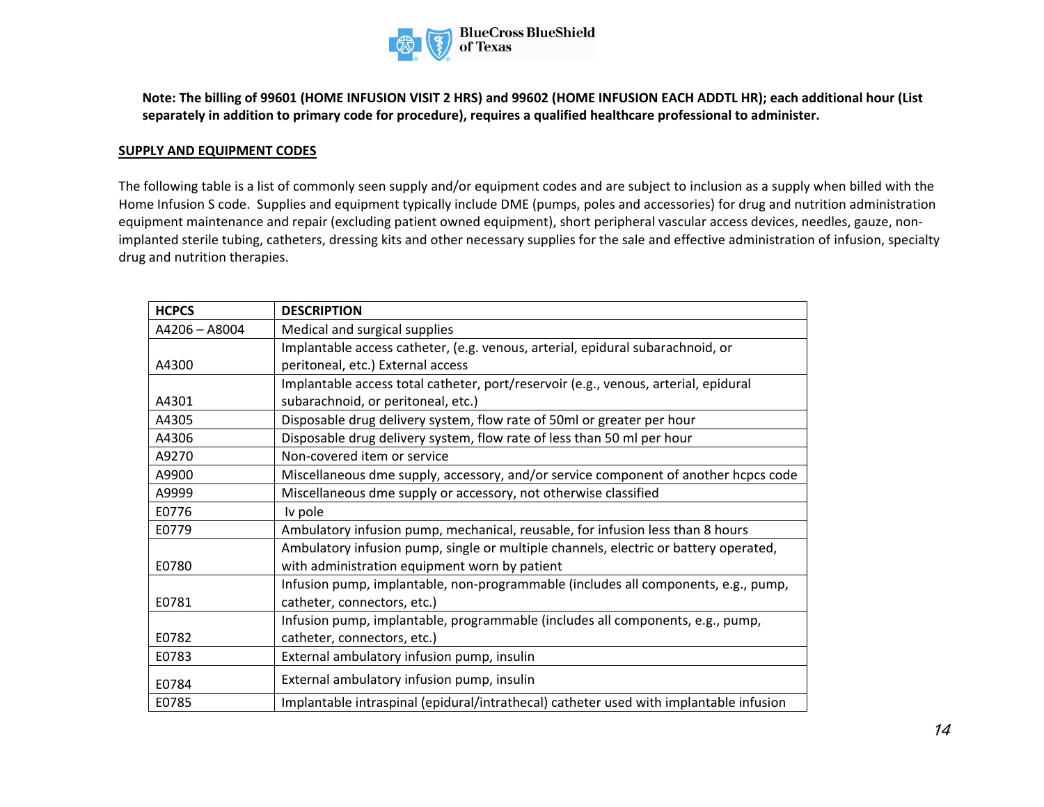**Note: The billing of 99601 (HOME INFUSION VISIT 2 HRS) and 99602 (HOME INFUSION EACH ADDTL HR); each additional hour (List separately in addition to primary code for procedure), requires a qualified healthcare professional to administer.**

**SUPPLY AND EQUIPMENT CODES**

The following table is a list of commonly seen supply and/or equipment codes and are subject to inclusion as a supply when billed with the Home Infusion S code. Supplies and equipment typically include DME (pumps, poles and accessories) for drug and nutrition administration equipment maintenance and repair (excluding patient owned equipment), short peripheral vascular access devices, needles, gauze, non-implanted sterile tubing, catheters, dressing kits and other necessary supplies for the sale and effective administration of infusion, specialty drug and nutrition therapies.

| HCPCS | DESCRIPTION |
|---|---|
| A4206 – A8004 | Medical and surgical supplies |
| A4300 | Implantable access catheter, (e.g. venous, arterial, epidural subarachnoid, or peritoneal, etc.) External access |
| A4301 | Implantable access total catheter, port/reservoir (e.g., venous, arterial, epidural subarachnoid, or peritoneal, etc.) |
| A4305 | Disposable drug delivery system, flow rate of 50ml or greater per hour |
| A4306 | Disposable drug delivery system, flow rate of less than 50 ml per hour |
| A9270 | Non-covered item or service |
| A9900 | Miscellaneous dme supply, accessory, and/or service component of another hcpcs code |
| A9999 | Miscellaneous dme supply or accessory, not otherwise classified |
| E0776 | Iv pole |
| E0779 | Ambulatory infusion pump, mechanical, reusable, for infusion less than 8 hours |
| E0780 | Ambulatory infusion pump, single or multiple channels, electric or battery operated, with administration equipment worn by patient |
| E0781 | Infusion pump, implantable, non-programmable (includes all components, e.g., pump, catheter, connectors, etc.) |
| E0782 | Infusion pump, implantable, programmable (includes all components, e.g., pump, catheter, connectors, etc.) |
| E0783 | External ambulatory infusion pump, insulin |
| E0784 | External ambulatory infusion pump, insulin |
| E0785 | Implantable intraspinal (epidural/intrathecal) catheter used with implantable infusion |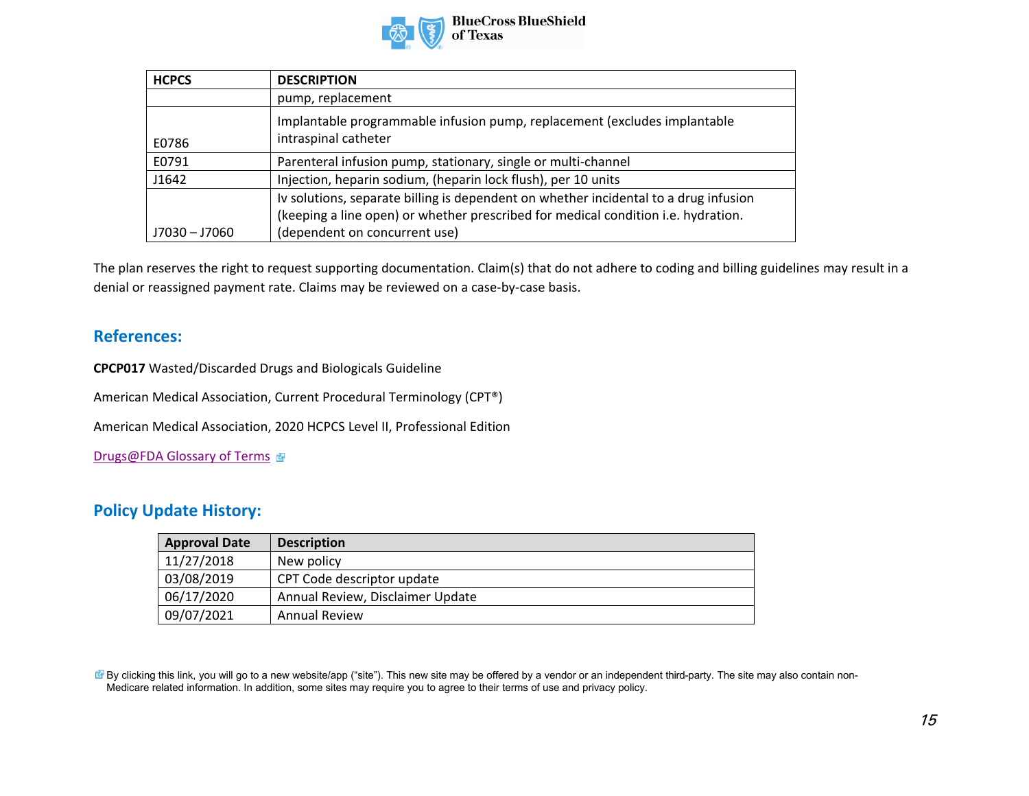| HCPCS | DESCRIPTION |
|---|---|
| | pump, replacement |
| E0786 | Implantable programmable infusion pump, replacement (excludes implantable intraspinal catheter |
| E0791 | Parenteral infusion pump, stationary, single or multi-channel |
| J1642 | Injection, heparin sodium, (heparin lock flush), per 10 units |
| J7030 – J7060 | Iv solutions, separate billing is dependent on whether incidental to a drug infusion (keeping a line open) or whether prescribed for medical condition i.e. hydration. (dependent on concurrent use) |

The plan reserves the right to request supporting documentation. Claim(s) that do not adhere to coding and billing guidelines may result in a denial or reassigned payment rate. Claims may be reviewed on a case-by-case basis.

## References:

**CPCP017** Wasted/Discarded Drugs and Biologicals Guideline

American Medical Association, Current Procedural Terminology (CPT®)

American Medical Association, 2020 HCPCS Level II, Professional Edition

Drugs@FDA Glossary of Terms

## Policy Update History:

| Approval Date | Description |
|---|---|
| 11/27/2018 | New policy |
| 03/08/2019 | CPT Code descriptor update |
| 06/17/2020 | Annual Review, Disclaimer Update |
| 09/07/2021 | Annual Review |

By clicking this link, you will go to a new website/app ("site"). This new site may be offered by a vendor or an independent third-party. The site may also contain non-Medicare related information. In addition, some sites may require you to agree to their terms of use and privacy policy.